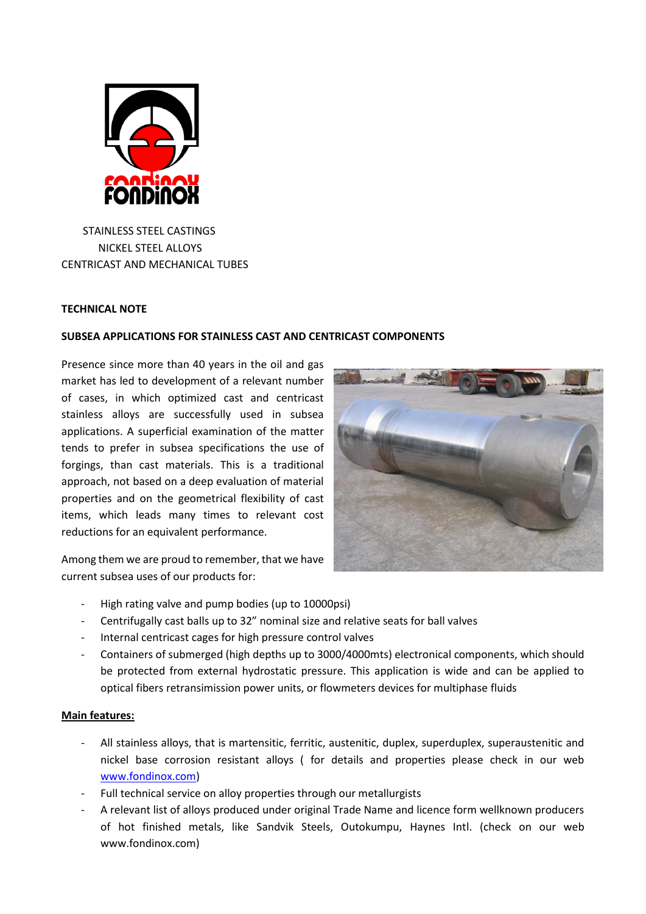FONDINOX

STAINLESS STEEL CASTINGS
NICKEL STEEL ALLOYS
CENTRICAST AND MECHANICAL TUBES

**TECHNICAL NOTE**

**SUBSEA APPLICATIONS FOR STAINLESS CAST AND CENTRICAST COMPONENTS**

Presence since more than 40 years in the oil and gas market has led to development of a relevant number of cases, in which optimized cast and centricast stainless alloys are successfully used in subsea applications. A superficial examination of the matter tends to prefer in subsea specifications the use of forgings, than cast materials. This is a traditional approach, not based on a deep evaluation of material properties and on the geometrical flexibility of cast items, which leads many times to relevant cost reductions for an equivalent performance.

Among them we are proud to remember, that we have current subsea uses of our products for:

- High rating valve and pump bodies (up to 10000psi)
- Centrifugally cast balls up to 32" nominal size and relative seats for ball valves
- Internal centricast cages for high pressure control valves
- Containers of submerged (high depths up to 3000/4000mts) electronical components, which should be protected from external hydrostatic pressure. This application is wide and can be applied to optical fibers retransimission power units, or flowmeters devices for multiphase fluids

**Main features:**

- All stainless alloys, that is martensitic, ferritic, austenitic, duplex, superduplex, superaustenitic and nickel base corrosion resistant alloys ( for details and properties please check in our web www.fondinox.com)
- Full technical service on alloy properties through our metallurgists
- A relevant list of alloys produced under original Trade Name and licence form wellknown producers of hot finished metals, like Sandvik Steels, Outokumpu, Haynes Intl. (check on our web www.fondinox.com)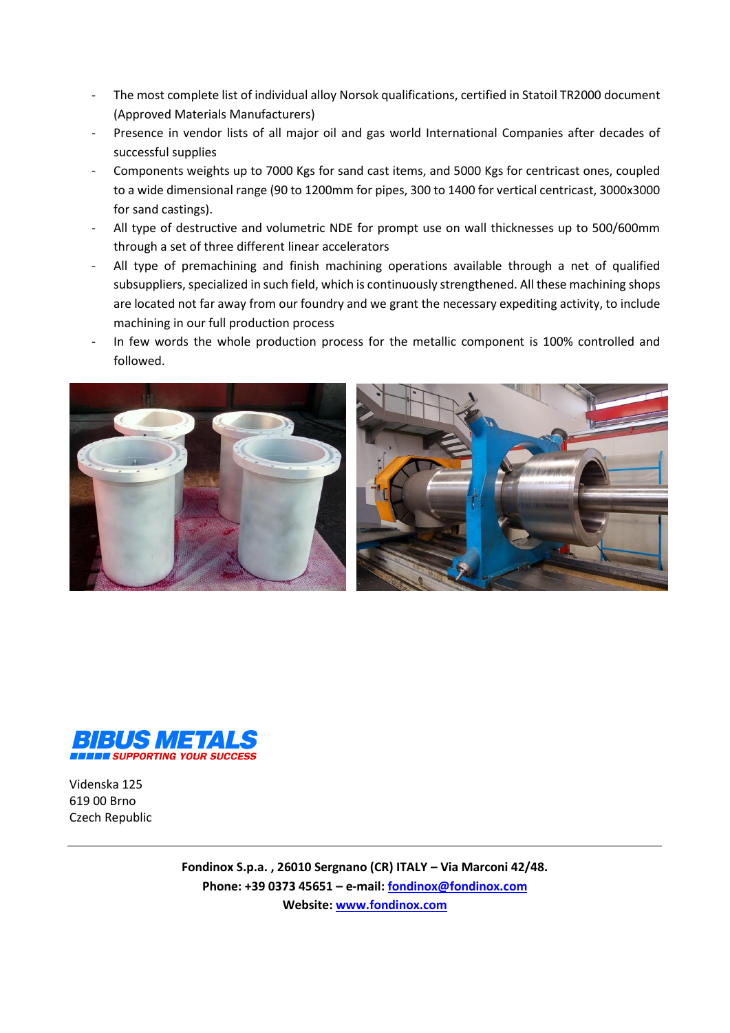- The most complete list of individual alloy Norsok qualifications, certified in Statoil TR2000 document (Approved Materials Manufacturers)
- Presence in vendor lists of all major oil and gas world International Companies after decades of successful supplies
- Components weights up to 7000 Kgs for sand cast items, and 5000 Kgs for centricast ones, coupled to a wide dimensional range (90 to 1200mm for pipes, 300 to 1400 for vertical centricast, 3000x3000 for sand castings).
- All type of destructive and volumetric NDE for prompt use on wall thicknesses up to 500/600mm through a set of three different linear accelerators
- All type of premachining and finish machining operations available through a net of qualified subsuppliers, specialized in such field, which is continuously strengthened. All these machining shops are located not far away from our foundry and we grant the necessary expediting activity, to include machining in our full production process
- In few words the whole production process for the metallic component is 100% controlled and followed.

**BIBUS METALS**
*SUPPORTING YOUR SUCCESS*

Videnska 125
619 00 Brno
Czech Republic

---

**Fondinox S.p.a. , 26010 Sergnano (CR) ITALY – Via Marconi 42/48.**
**Phone: +39 0373 45651 – e-mail: fondinox@fondinox.com**
**Website: www.fondinox.com**